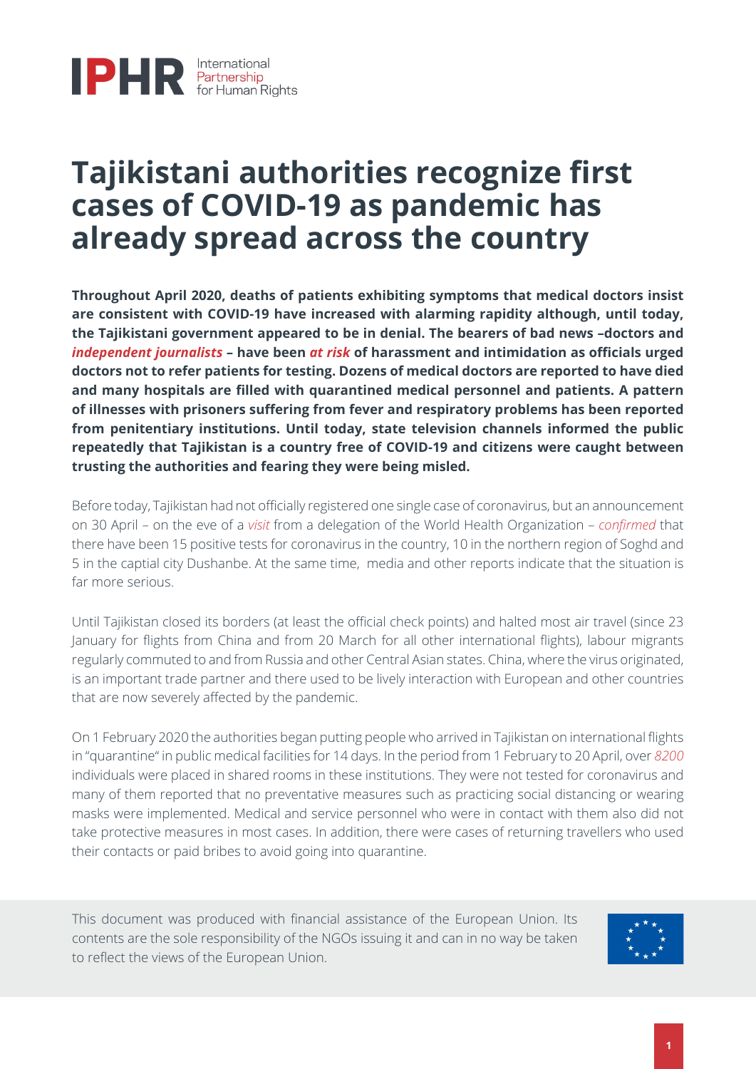IPHR International Partnership for Human Rights

# Tajikistani authorities recognize first cases of COVID-19 as pandemic has already spread across the country

**Throughout April 2020, deaths of patients exhibiting symptoms that medical doctors insist are consistent with COVID-19 have increased with alarming rapidity although, until today, the Tajikistani government appeared to be in denial. The bearers of bad news –doctors and *independent journalists* – have been *at risk* of harassment and intimidation as officials urged doctors not to refer patients for testing. Dozens of medical doctors are reported to have died and many hospitals are filled with quarantined medical personnel and patients. A pattern of illnesses with prisoners suffering from fever and respiratory problems has been reported from penitentiary institutions. Until today, state television channels informed the public repeatedly that Tajikistan is a country free of COVID-19 and citizens were caught between trusting the authorities and fearing they were being misled.**

Before today, Tajikistan had not officially registered one single case of coronavirus, but an announcement on 30 April – on the eve of a *visit* from a delegation of the World Health Organization – *confirmed* that there have been 15 positive tests for coronavirus in the country, 10 in the northern region of Soghd and 5 in the captial city Dushanbe. At the same time, media and other reports indicate that the situation is far more serious.

Until Tajikistan closed its borders (at least the official check points) and halted most air travel (since 23 January for flights from China and from 20 March for all other international flights), labour migrants regularly commuted to and from Russia and other Central Asian states. China, where the virus originated, is an important trade partner and there used to be lively interaction with European and other countries that are now severely affected by the pandemic.

On 1 February 2020 the authorities began putting people who arrived in Tajikistan on international flights in "quarantine" in public medical facilities for 14 days. In the period from 1 February to 20 April, over *8200* individuals were placed in shared rooms in these institutions. They were not tested for coronavirus and many of them reported that no preventative measures such as practicing social distancing or wearing masks were implemented. Medical and service personnel who were in contact with them also did not take protective measures in most cases. In addition, there were cases of returning travellers who used their contacts or paid bribes to avoid going into quarantine.

This document was produced with financial assistance of the European Union. Its contents are the sole responsibility of the NGOs issuing it and can in no way be taken to reflect the views of the European Union.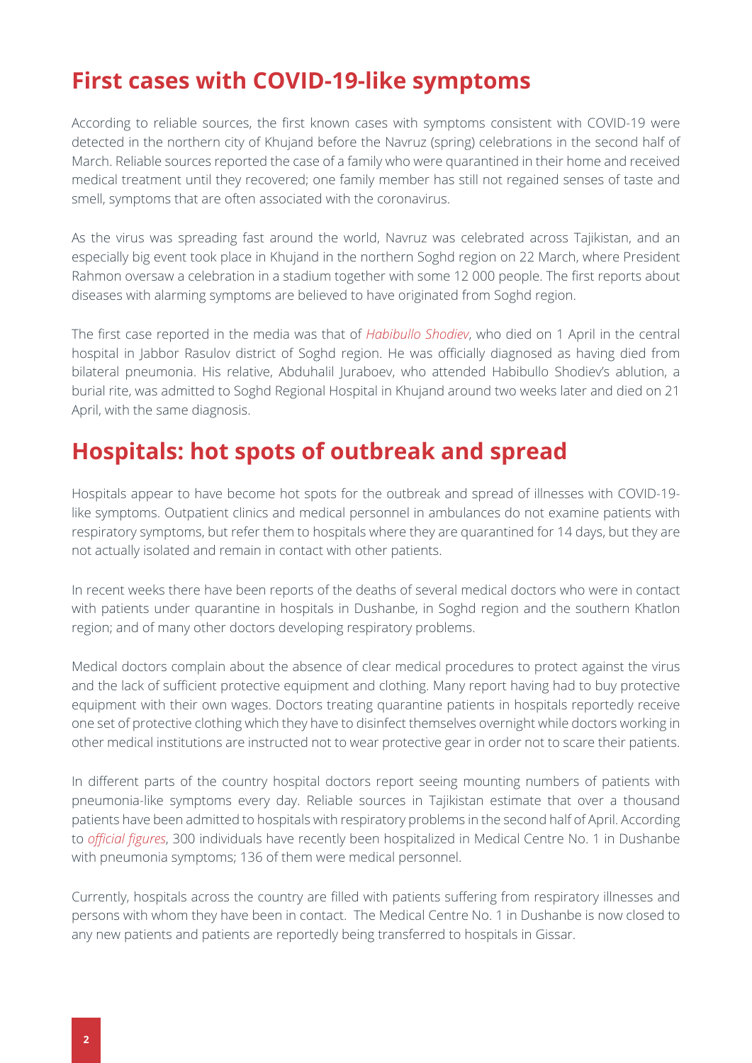## First cases with COVID-19-like symptoms

According to reliable sources, the first known cases with symptoms consistent with COVID-19 were detected in the northern city of Khujand before the Navruz (spring) celebrations in the second half of March. Reliable sources reported the case of a family who were quarantined in their home and received medical treatment until they recovered; one family member has still not regained senses of taste and smell, symptoms that are often associated with the coronavirus.

As the virus was spreading fast around the world, Navruz was celebrated across Tajikistan, and an especially big event took place in Khujand in the northern Soghd region on 22 March, where President Rahmon oversaw a celebration in a stadium together with some 12 000 people. The first reports about diseases with alarming symptoms are believed to have originated from Soghd region.

The first case reported in the media was that of *Habibullo Shodiev*, who died on 1 April in the central hospital in Jabbor Rasulov district of Soghd region. He was officially diagnosed as having died from bilateral pneumonia. His relative, Abduhalil Juraboev, who attended Habibullo Shodiev's ablution, a burial rite, was admitted to Soghd Regional Hospital in Khujand around two weeks later and died on 21 April, with the same diagnosis.

## Hospitals: hot spots of outbreak and spread

Hospitals appear to have become hot spots for the outbreak and spread of illnesses with COVID-19-like symptoms. Outpatient clinics and medical personnel in ambulances do not examine patients with respiratory symptoms, but refer them to hospitals where they are quarantined for 14 days, but they are not actually isolated and remain in contact with other patients.

In recent weeks there have been reports of the deaths of several medical doctors who were in contact with patients under quarantine in hospitals in Dushanbe, in Soghd region and the southern Khatlon region; and of many other doctors developing respiratory problems.

Medical doctors complain about the absence of clear medical procedures to protect against the virus and the lack of sufficient protective equipment and clothing. Many report having had to buy protective equipment with their own wages. Doctors treating quarantine patients in hospitals reportedly receive one set of protective clothing which they have to disinfect themselves overnight while doctors working in other medical institutions are instructed not to wear protective gear in order not to scare their patients.

In different parts of the country hospital doctors report seeing mounting numbers of patients with pneumonia-like symptoms every day. Reliable sources in Tajikistan estimate that over a thousand patients have been admitted to hospitals with respiratory problems in the second half of April. According to *official figures*, 300 individuals have recently been hospitalized in Medical Centre No. 1 in Dushanbe with pneumonia symptoms; 136 of them were medical personnel.

Currently, hospitals across the country are filled with patients suffering from respiratory illnesses and persons with whom they have been in contact. The Medical Centre No. 1 in Dushanbe is now closed to any new patients and patients are reportedly being transferred to hospitals in Gissar.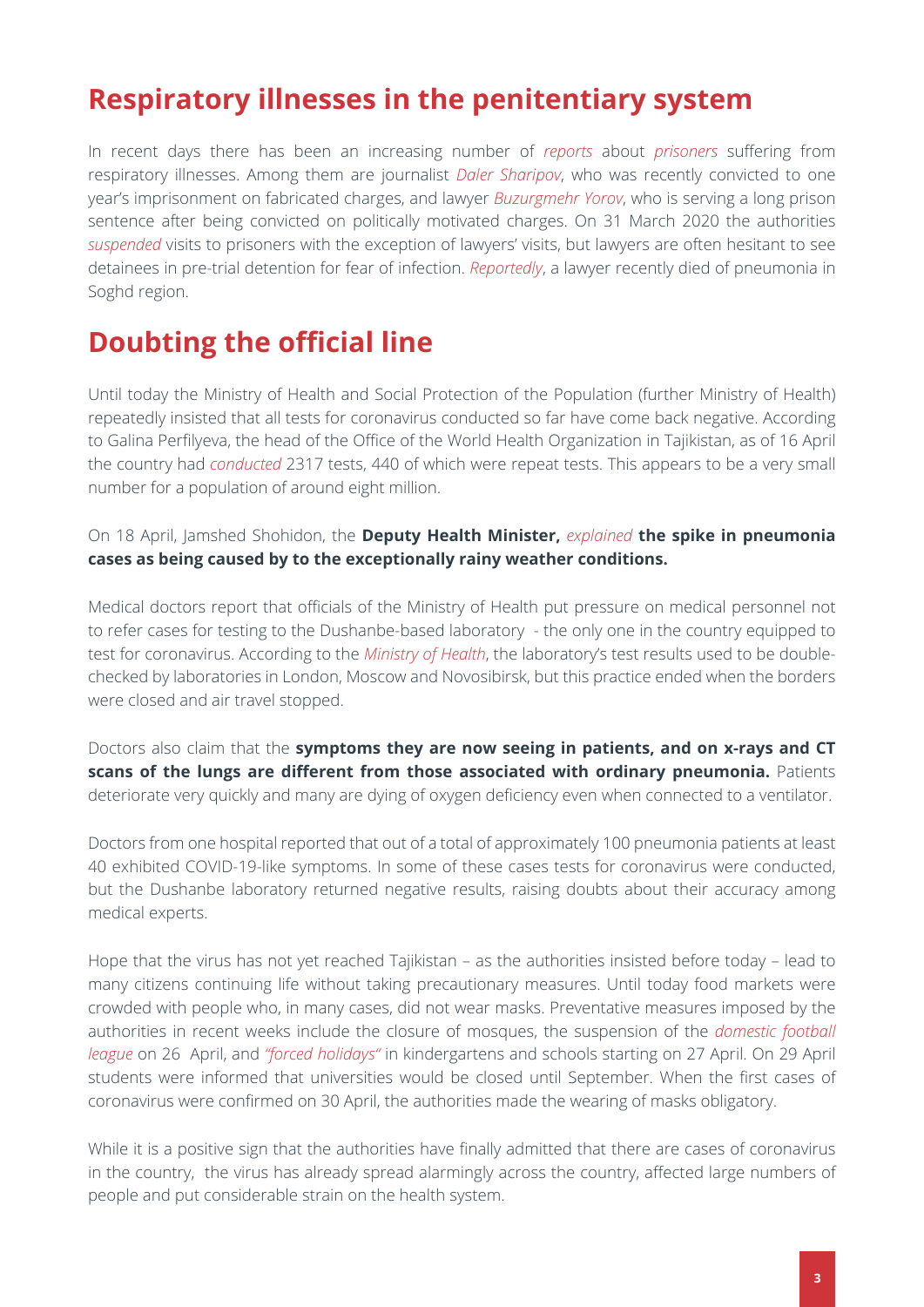## Respiratory illnesses in the penitentiary system

In recent days there has been an increasing number of *reports* about *prisoners* suffering from respiratory illnesses. Among them are journalist *Daler Sharipov*, who was recently convicted to one year's imprisonment on fabricated charges, and lawyer *Buzurgmehr Yorov*, who is serving a long prison sentence after being convicted on politically motivated charges. On 31 March 2020 the authorities *suspended* visits to prisoners with the exception of lawyers' visits, but lawyers are often hesitant to see detainees in pre-trial detention for fear of infection. *Reportedly*, a lawyer recently died of pneumonia in Soghd region.

## Doubting the official line

Until today the Ministry of Health and Social Protection of the Population (further Ministry of Health) repeatedly insisted that all tests for coronavirus conducted so far have come back negative. According to Galina Perfilyeva, the head of the Office of the World Health Organization in Tajikistan, as of 16 April the country had *conducted* 2317 tests, 440 of which were repeat tests. This appears to be a very small number for a population of around eight million.

On 18 April, Jamshed Shohidon, the **Deputy Health Minister,** *explained* **the spike in pneumonia cases as being caused by to the exceptionally rainy weather conditions.**

Medical doctors report that officials of the Ministry of Health put pressure on medical personnel not to refer cases for testing to the Dushanbe-based laboratory - the only one in the country equipped to test for coronavirus. According to the *Ministry of Health*, the laboratory's test results used to be double-checked by laboratories in London, Moscow and Novosibirsk, but this practice ended when the borders were closed and air travel stopped.

Doctors also claim that the **symptoms they are now seeing in patients, and on x-rays and CT scans of the lungs are different from those associated with ordinary pneumonia.** Patients deteriorate very quickly and many are dying of oxygen deficiency even when connected to a ventilator.

Doctors from one hospital reported that out of a total of approximately 100 pneumonia patients at least 40 exhibited COVID-19-like symptoms. In some of these cases tests for coronavirus were conducted, but the Dushanbe laboratory returned negative results, raising doubts about their accuracy among medical experts.

Hope that the virus has not yet reached Tajikistan – as the authorities insisted before today – lead to many citizens continuing life without taking precautionary measures. Until today food markets were crowded with people who, in many cases, did not wear masks. Preventative measures imposed by the authorities in recent weeks include the closure of mosques, the suspension of the *domestic football league* on 26 April, and *"forced holidays"* in kindergartens and schools starting on 27 April. On 29 April students were informed that universities would be closed until September. When the first cases of coronavirus were confirmed on 30 April, the authorities made the wearing of masks obligatory.

While it is a positive sign that the authorities have finally admitted that there are cases of coronavirus in the country, the virus has already spread alarmingly across the country, affected large numbers of people and put considerable strain on the health system.